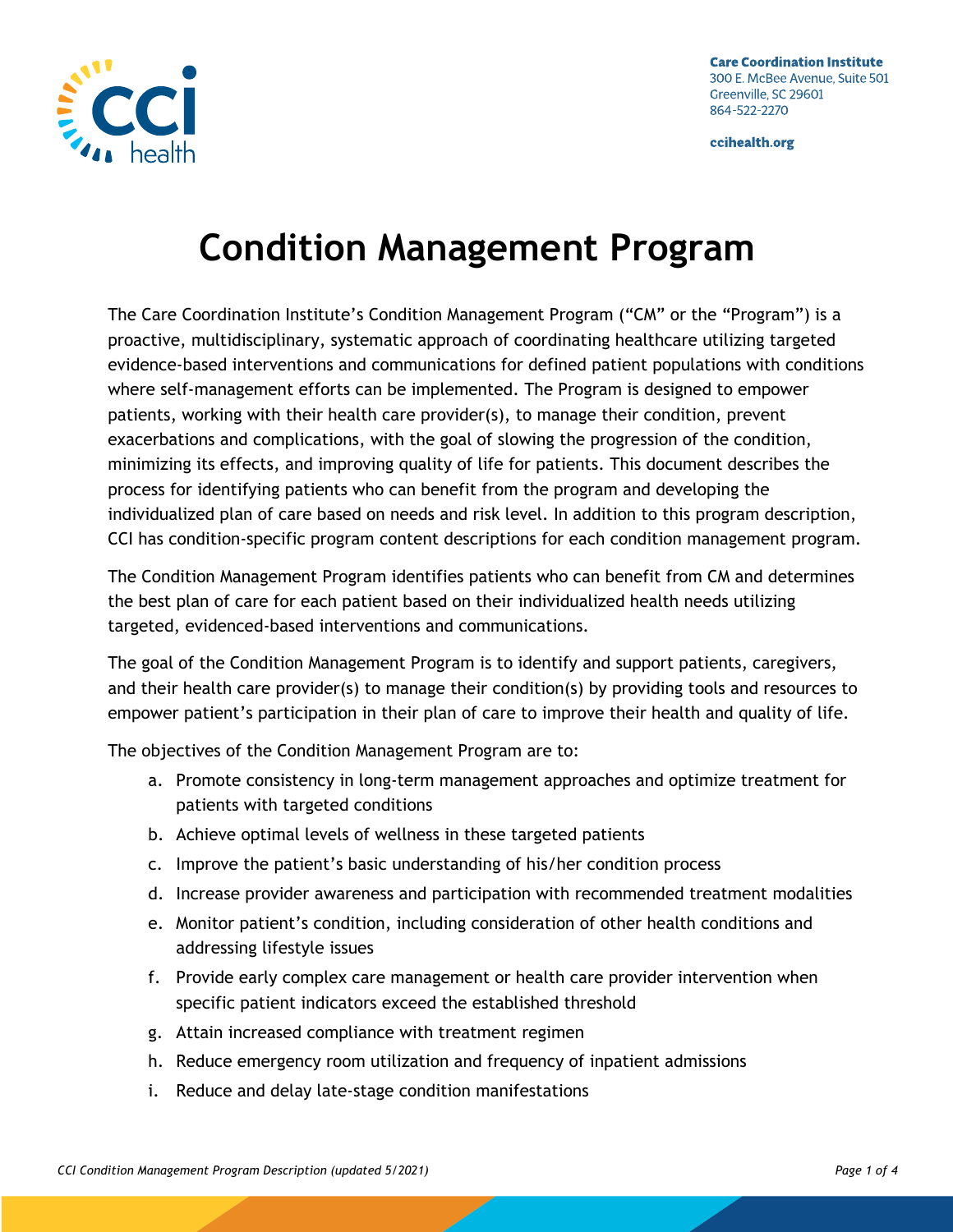Care Coordination Institute
300 E. McBee Avenue, Suite 501
Greenville, SC 29601
864-522-2270

ccihealth.org

# Condition Management Program

The Care Coordination Institute's Condition Management Program ("CM" or the "Program") is a proactive, multidisciplinary, systematic approach of coordinating healthcare utilizing targeted evidence-based interventions and communications for defined patient populations with conditions where self-management efforts can be implemented. The Program is designed to empower patients, working with their health care provider(s), to manage their condition, prevent exacerbations and complications, with the goal of slowing the progression of the condition, minimizing its effects, and improving quality of life for patients. This document describes the process for identifying patients who can benefit from the program and developing the individualized plan of care based on needs and risk level. In addition to this program description, CCI has condition-specific program content descriptions for each condition management program.

The Condition Management Program identifies patients who can benefit from CM and determines the best plan of care for each patient based on their individualized health needs utilizing targeted, evidenced-based interventions and communications.

The goal of the Condition Management Program is to identify and support patients, caregivers, and their health care provider(s) to manage their condition(s) by providing tools and resources to empower patient's participation in their plan of care to improve their health and quality of life.

The objectives of the Condition Management Program are to:

a. Promote consistency in long-term management approaches and optimize treatment for patients with targeted conditions
b. Achieve optimal levels of wellness in these targeted patients
c. Improve the patient's basic understanding of his/her condition process
d. Increase provider awareness and participation with recommended treatment modalities
e. Monitor patient's condition, including consideration of other health conditions and addressing lifestyle issues
f. Provide early complex care management or health care provider intervention when specific patient indicators exceed the established threshold
g. Attain increased compliance with treatment regimen
h. Reduce emergency room utilization and frequency of inpatient admissions
i. Reduce and delay late-stage condition manifestations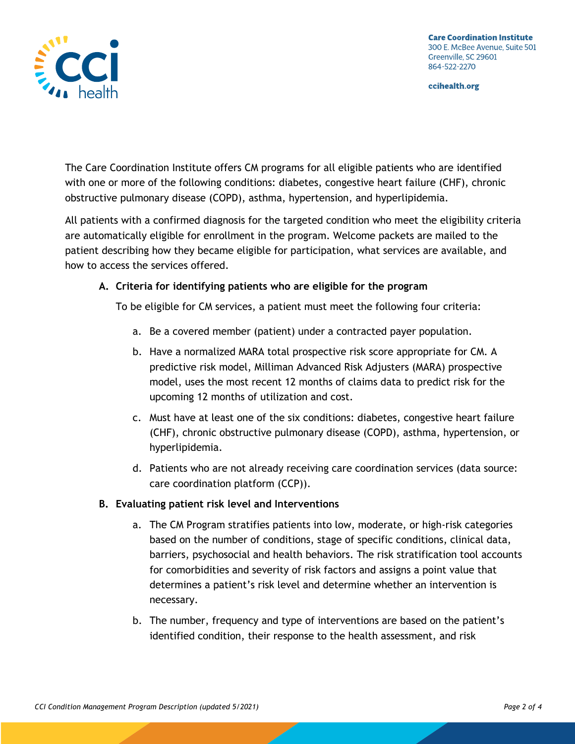The Care Coordination Institute offers CM programs for all eligible patients who are identified with one or more of the following conditions: diabetes, congestive heart failure (CHF), chronic obstructive pulmonary disease (COPD), asthma, hypertension, and hyperlipidemia.

All patients with a confirmed diagnosis for the targeted condition who meet the eligibility criteria are automatically eligible for enrollment in the program. Welcome packets are mailed to the patient describing how they became eligible for participation, what services are available, and how to access the services offered.

**A. Criteria for identifying patients who are eligible for the program**

To be eligible for CM services, a patient must meet the following four criteria:

a. Be a covered member (patient) under a contracted payer population.

b. Have a normalized MARA total prospective risk score appropriate for CM. A predictive risk model, Milliman Advanced Risk Adjusters (MARA) prospective model, uses the most recent 12 months of claims data to predict risk for the upcoming 12 months of utilization and cost.

c. Must have at least one of the six conditions: diabetes, congestive heart failure (CHF), chronic obstructive pulmonary disease (COPD), asthma, hypertension, or hyperlipidemia.

d. Patients who are not already receiving care coordination services (data source: care coordination platform (CCP)).

**B. Evaluating patient risk level and Interventions**

a. The CM Program stratifies patients into low, moderate, or high-risk categories based on the number of conditions, stage of specific conditions, clinical data, barriers, psychosocial and health behaviors. The risk stratification tool accounts for comorbidities and severity of risk factors and assigns a point value that determines a patient's risk level and determine whether an intervention is necessary.

b. The number, frequency and type of interventions are based on the patient's identified condition, their response to the health assessment, and risk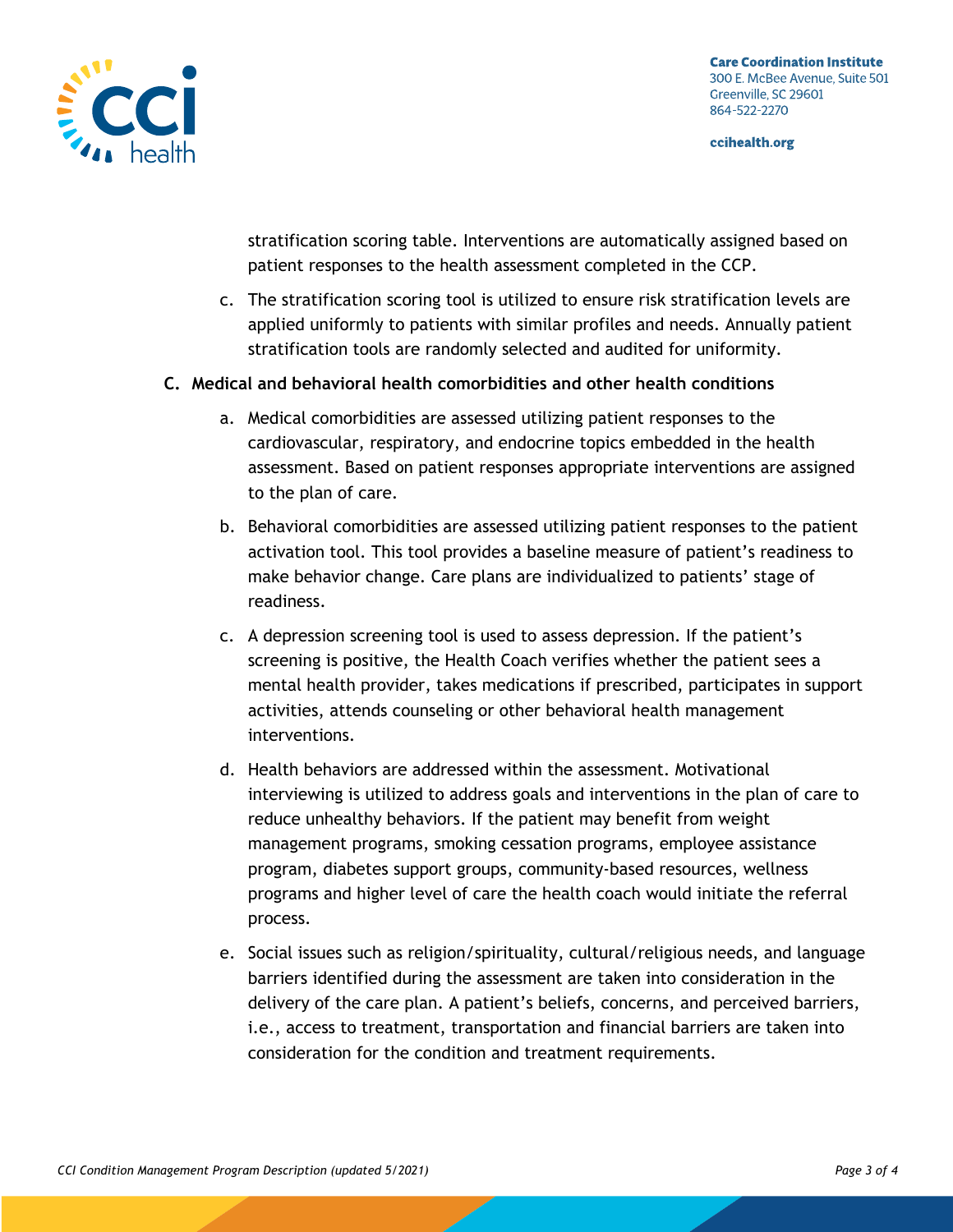stratification scoring table. Interventions are automatically assigned based on patient responses to the health assessment completed in the CCP.

c. The stratification scoring tool is utilized to ensure risk stratification levels are applied uniformly to patients with similar profiles and needs. Annually patient stratification tools are randomly selected and audited for uniformity.

**C. Medical and behavioral health comorbidities and other health conditions**

a. Medical comorbidities are assessed utilizing patient responses to the cardiovascular, respiratory, and endocrine topics embedded in the health assessment. Based on patient responses appropriate interventions are assigned to the plan of care.

b. Behavioral comorbidities are assessed utilizing patient responses to the patient activation tool. This tool provides a baseline measure of patient's readiness to make behavior change. Care plans are individualized to patients' stage of readiness.

c. A depression screening tool is used to assess depression. If the patient's screening is positive, the Health Coach verifies whether the patient sees a mental health provider, takes medications if prescribed, participates in support activities, attends counseling or other behavioral health management interventions.

d. Health behaviors are addressed within the assessment. Motivational interviewing is utilized to address goals and interventions in the plan of care to reduce unhealthy behaviors. If the patient may benefit from weight management programs, smoking cessation programs, employee assistance program, diabetes support groups, community-based resources, wellness programs and higher level of care the health coach would initiate the referral process.

e. Social issues such as religion/spirituality, cultural/religious needs, and language barriers identified during the assessment are taken into consideration in the delivery of the care plan. A patient's beliefs, concerns, and perceived barriers, i.e., access to treatment, transportation and financial barriers are taken into consideration for the condition and treatment requirements.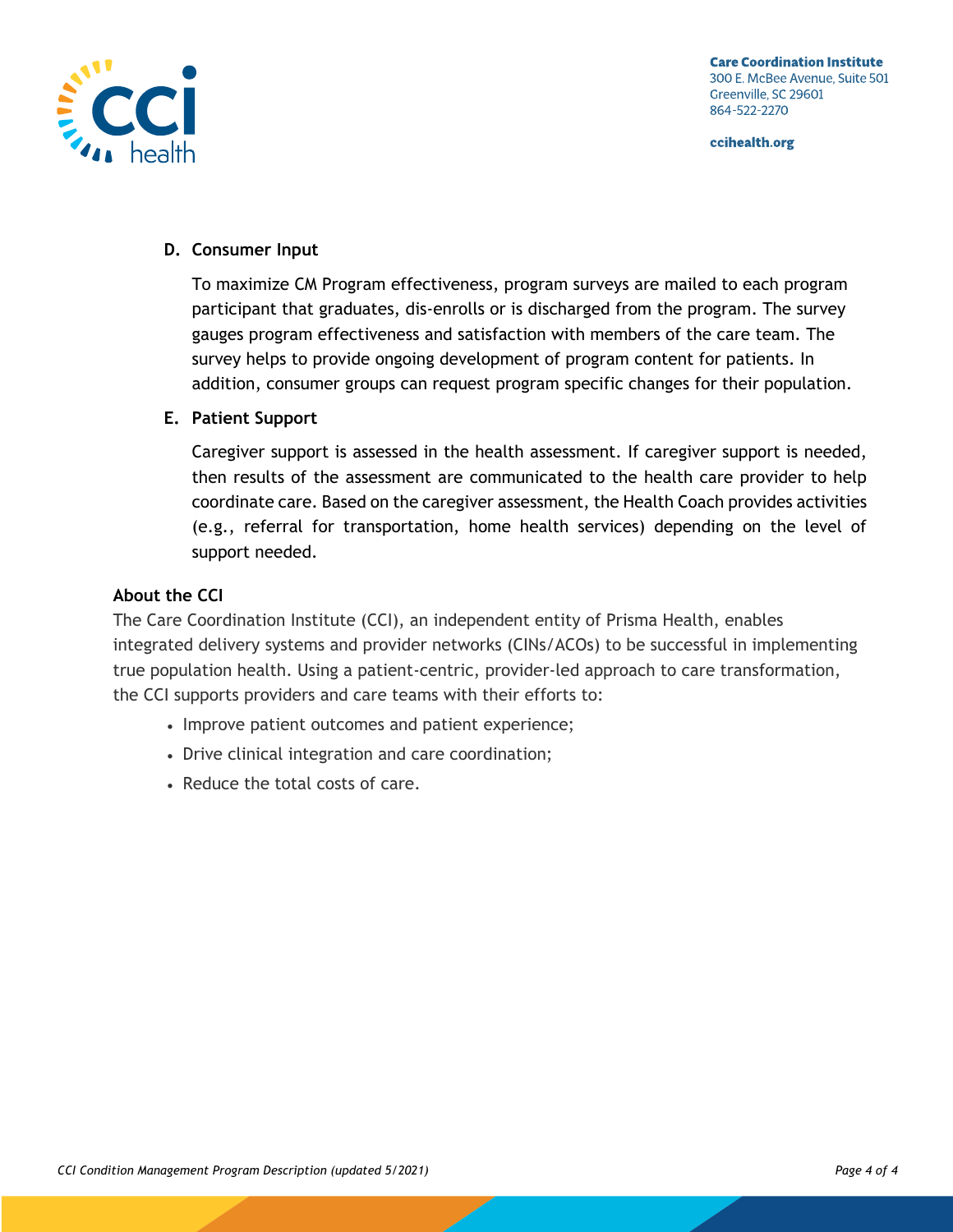**D. Consumer Input**

To maximize CM Program effectiveness, program surveys are mailed to each program participant that graduates, dis-enrolls or is discharged from the program. The survey gauges program effectiveness and satisfaction with members of the care team. The survey helps to provide ongoing development of program content for patients. In addition, consumer groups can request program specific changes for their population.

**E. Patient Support**

Caregiver support is assessed in the health assessment. If caregiver support is needed, then results of the assessment are communicated to the health care provider to help coordinate care. Based on the caregiver assessment, the Health Coach provides activities (e.g., referral for transportation, home health services) depending on the level of support needed.

**About the CCI**

The Care Coordination Institute (CCI), an independent entity of Prisma Health, enables integrated delivery systems and provider networks (CINs/ACOs) to be successful in implementing true population health. Using a patient-centric, provider-led approach to care transformation, the CCI supports providers and care teams with their efforts to:

- Improve patient outcomes and patient experience;
- Drive clinical integration and care coordination;
- Reduce the total costs of care.